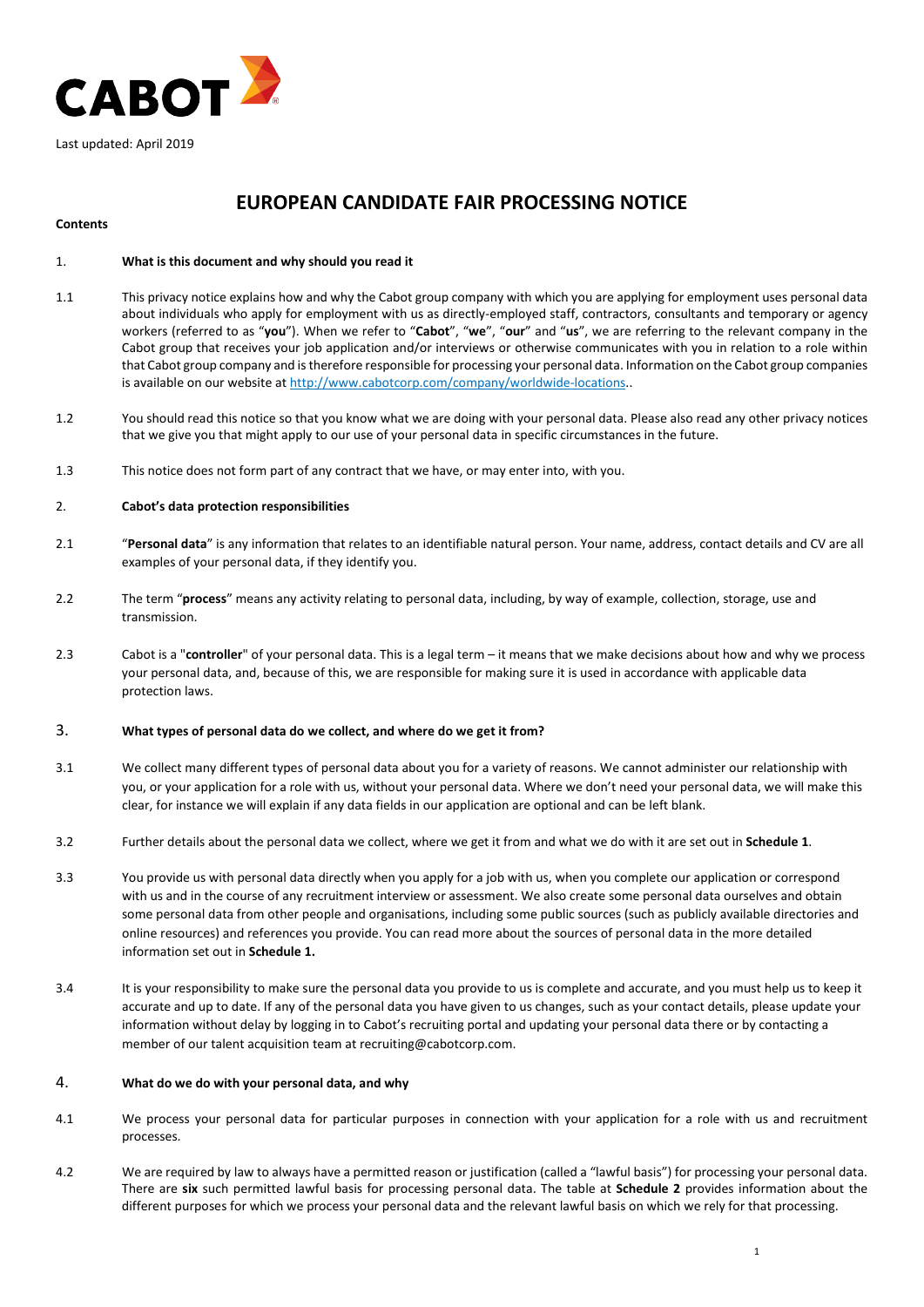Last updated: April 2019

# EUROPEAN CANDIDATE FAIR PROCESSING NOTICE

**Contents**

## 1. What is this document and why should you read it

1.1 This privacy notice explains how and why the Cabot group company with which you are applying for employment uses personal data about individuals who apply for employment with us as directly-employed staff, contractors, consultants and temporary or agency workers (referred to as "**you**"). When we refer to "**Cabot**", "**we**", "**our**" and "**us**", we are referring to the relevant company in the Cabot group that receives your job application and/or interviews or otherwise communicates with you in relation to a role within that Cabot group company and is therefore responsible for processing your personal data. Information on the Cabot group companies is available on our website at http://www.cabotcorp.com/company/worldwide-locations..

1.2 You should read this notice so that you know what we are doing with your personal data. Please also read any other privacy notices that we give you that might apply to our use of your personal data in specific circumstances in the future.

1.3 This notice does not form part of any contract that we have, or may enter into, with you.

## 2. Cabot's data protection responsibilities

2.1 "**Personal data**" is any information that relates to an identifiable natural person. Your name, address, contact details and CV are all examples of your personal data, if they identify you.

2.2 The term "**process**" means any activity relating to personal data, including, by way of example, collection, storage, use and transmission.

2.3 Cabot is a "**controller**" of your personal data. This is a legal term – it means that we make decisions about how and why we process your personal data, and, because of this, we are responsible for making sure it is used in accordance with applicable data protection laws.

## 3. What types of personal data do we collect, and where do we get it from?

3.1 We collect many different types of personal data about you for a variety of reasons. We cannot administer our relationship with you, or your application for a role with us, without your personal data. Where we don't need your personal data, we will make this clear, for instance we will explain if any data fields in our application are optional and can be left blank.

3.2 Further details about the personal data we collect, where we get it from and what we do with it are set out in **Schedule 1**.

3.3 You provide us with personal data directly when you apply for a job with us, when you complete our application or correspond with us and in the course of any recruitment interview or assessment. We also create some personal data ourselves and obtain some personal data from other people and organisations, including some public sources (such as publicly available directories and online resources) and references you provide. You can read more about the sources of personal data in the more detailed information set out in **Schedule 1.**

3.4 It is your responsibility to make sure the personal data you provide to us is complete and accurate, and you must help us to keep it accurate and up to date. If any of the personal data you have given to us changes, such as your contact details, please update your information without delay by logging in to Cabot's recruiting portal and updating your personal data there or by contacting a member of our talent acquisition team at recruiting@cabotcorp.com.

## 4. What do we do with your personal data, and why

4.1 We process your personal data for particular purposes in connection with your application for a role with us and recruitment processes.

4.2 We are required by law to always have a permitted reason or justification (called a "lawful basis") for processing your personal data. There are **six** such permitted lawful basis for processing personal data. The table at **Schedule 2** provides information about the different purposes for which we process your personal data and the relevant lawful basis on which we rely for that processing.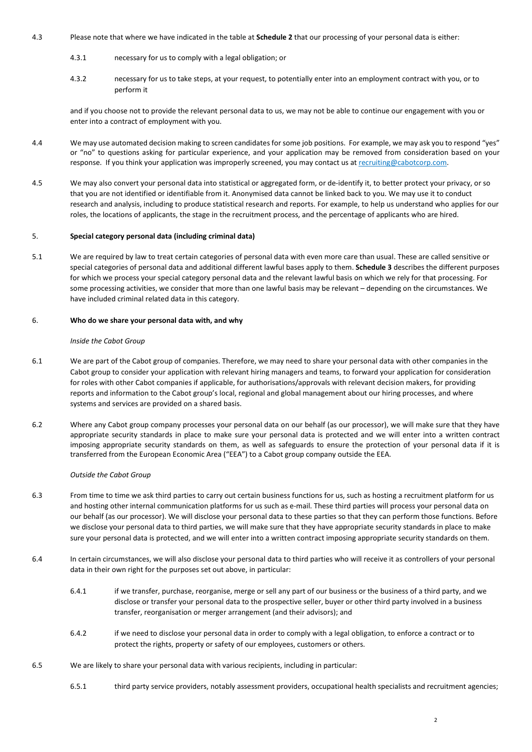4.3 Please note that where we have indicated in the table at **Schedule 2** that our processing of your personal data is either:

4.3.1 necessary for us to comply with a legal obligation; or

4.3.2 necessary for us to take steps, at your request, to potentially enter into an employment contract with you, or to perform it

and if you choose not to provide the relevant personal data to us, we may not be able to continue our engagement with you or enter into a contract of employment with you.

4.4 We may use automated decision making to screen candidates for some job positions. For example, we may ask you to respond "yes" or "no" to questions asking for particular experience, and your application may be removed from consideration based on your response. If you think your application was improperly screened, you may contact us at [recruiting@cabotcorp.com](mailto:recruiting@cabotcorp.com).

4.5 We may also convert your personal data into statistical or aggregated form, or de-identify it, to better protect your privacy, or so that you are not identified or identifiable from it. Anonymised data cannot be linked back to you. We may use it to conduct research and analysis, including to produce statistical research and reports. For example, to help us understand who applies for our roles, the locations of applicants, the stage in the recruitment process, and the percentage of applicants who are hired.

## 5. Special category personal data (including criminal data)

5.1 We are required by law to treat certain categories of personal data with even more care than usual. These are called sensitive or special categories of personal data and additional different lawful bases apply to them. **Schedule 3** describes the different purposes for which we process your special category personal data and the relevant lawful basis on which we rely for that processing. For some processing activities, we consider that more than one lawful basis may be relevant – depending on the circumstances. We have included criminal related data in this category.

## 6. Who do we share your personal data with, and why

*Inside the Cabot Group*

6.1 We are part of the Cabot group of companies. Therefore, we may need to share your personal data with other companies in the Cabot group to consider your application with relevant hiring managers and teams, to forward your application for consideration for roles with other Cabot companies if applicable, for authorisations/approvals with relevant decision makers, for providing reports and information to the Cabot group's local, regional and global management about our hiring processes, and where systems and services are provided on a shared basis.

6.2 Where any Cabot group company processes your personal data on our behalf (as our processor), we will make sure that they have appropriate security standards in place to make sure your personal data is protected and we will enter into a written contract imposing appropriate security standards on them, as well as safeguards to ensure the protection of your personal data if it is transferred from the European Economic Area ("EEA") to a Cabot group company outside the EEA.

*Outside the Cabot Group*

6.3 From time to time we ask third parties to carry out certain business functions for us, such as hosting a recruitment platform for us and hosting other internal communication platforms for us such as e-mail. These third parties will process your personal data on our behalf (as our processor). We will disclose your personal data to these parties so that they can perform those functions. Before we disclose your personal data to third parties, we will make sure that they have appropriate security standards in place to make sure your personal data is protected, and we will enter into a written contract imposing appropriate security standards on them.

6.4 In certain circumstances, we will also disclose your personal data to third parties who will receive it as controllers of your personal data in their own right for the purposes set out above, in particular:

6.4.1 if we transfer, purchase, reorganise, merge or sell any part of our business or the business of a third party, and we disclose or transfer your personal data to the prospective seller, buyer or other third party involved in a business transfer, reorganisation or merger arrangement (and their advisors); and

6.4.2 if we need to disclose your personal data in order to comply with a legal obligation, to enforce a contract or to protect the rights, property or safety of our employees, customers or others.

6.5 We are likely to share your personal data with various recipients, including in particular:

6.5.1 third party service providers, notably assessment providers, occupational health specialists and recruitment agencies;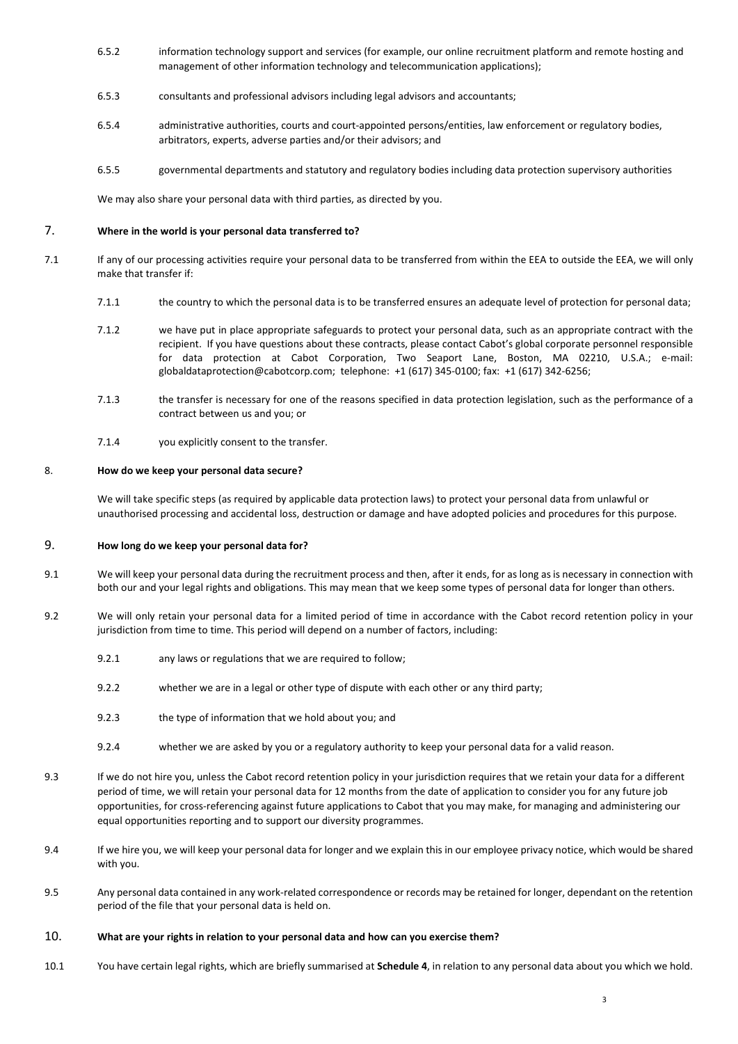6.5.2 information technology support and services (for example, our online recruitment platform and remote hosting and management of other information technology and telecommunication applications);

6.5.3 consultants and professional advisors including legal advisors and accountants;

6.5.4 administrative authorities, courts and court-appointed persons/entities, law enforcement or regulatory bodies, arbitrators, experts, adverse parties and/or their advisors; and

6.5.5 governmental departments and statutory and regulatory bodies including data protection supervisory authorities

We may also share your personal data with third parties, as directed by you.

## 7. Where in the world is your personal data transferred to?

7.1 If any of our processing activities require your personal data to be transferred from within the EEA to outside the EEA, we will only make that transfer if:

7.1.1 the country to which the personal data is to be transferred ensures an adequate level of protection for personal data;

7.1.2 we have put in place appropriate safeguards to protect your personal data, such as an appropriate contract with the recipient. If you have questions about these contracts, please contact Cabot's global corporate personnel responsible for data protection at Cabot Corporation, Two Seaport Lane, Boston, MA 02210, U.S.A.; e-mail: globaldataprotection@cabotcorp.com; telephone: +1 (617) 345-0100; fax: +1 (617) 342-6256;

7.1.3 the transfer is necessary for one of the reasons specified in data protection legislation, such as the performance of a contract between us and you; or

7.1.4 you explicitly consent to the transfer.

## 8. How do we keep your personal data secure?

We will take specific steps (as required by applicable data protection laws) to protect your personal data from unlawful or unauthorised processing and accidental loss, destruction or damage and have adopted policies and procedures for this purpose.

## 9. How long do we keep your personal data for?

9.1 We will keep your personal data during the recruitment process and then, after it ends, for as long as is necessary in connection with both our and your legal rights and obligations. This may mean that we keep some types of personal data for longer than others.

9.2 We will only retain your personal data for a limited period of time in accordance with the Cabot record retention policy in your jurisdiction from time to time. This period will depend on a number of factors, including:

9.2.1 any laws or regulations that we are required to follow;

9.2.2 whether we are in a legal or other type of dispute with each other or any third party;

9.2.3 the type of information that we hold about you; and

9.2.4 whether we are asked by you or a regulatory authority to keep your personal data for a valid reason.

9.3 If we do not hire you, unless the Cabot record retention policy in your jurisdiction requires that we retain your data for a different period of time, we will retain your personal data for 12 months from the date of application to consider you for any future job opportunities, for cross-referencing against future applications to Cabot that you may make, for managing and administering our equal opportunities reporting and to support our diversity programmes.

9.4 If we hire you, we will keep your personal data for longer and we explain this in our employee privacy notice, which would be shared with you.

9.5 Any personal data contained in any work-related correspondence or records may be retained for longer, dependant on the retention period of the file that your personal data is held on.

## 10. What are your rights in relation to your personal data and how can you exercise them?

10.1 You have certain legal rights, which are briefly summarised at **Schedule 4**, in relation to any personal data about you which we hold.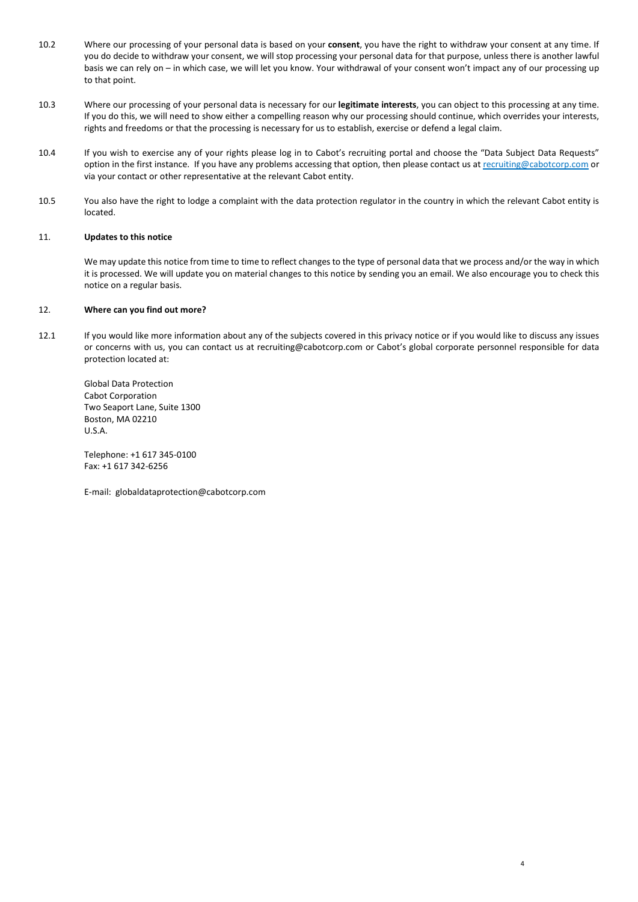10.2 Where our processing of your personal data is based on your **consent**, you have the right to withdraw your consent at any time. If you do decide to withdraw your consent, we will stop processing your personal data for that purpose, unless there is another lawful basis we can rely on – in which case, we will let you know. Your withdrawal of your consent won't impact any of our processing up to that point.

10.3 Where our processing of your personal data is necessary for our **legitimate interests**, you can object to this processing at any time. If you do this, we will need to show either a compelling reason why our processing should continue, which overrides your interests, rights and freedoms or that the processing is necessary for us to establish, exercise or defend a legal claim.

10.4 If you wish to exercise any of your rights please log in to Cabot's recruiting portal and choose the "Data Subject Data Requests" option in the first instance. If you have any problems accessing that option, then please contact us at recruiting@cabotcorp.com or via your contact or other representative at the relevant Cabot entity.

10.5 You also have the right to lodge a complaint with the data protection regulator in the country in which the relevant Cabot entity is located.

## 11. Updates to this notice

We may update this notice from time to time to reflect changes to the type of personal data that we process and/or the way in which it is processed. We will update you on material changes to this notice by sending you an email. We also encourage you to check this notice on a regular basis.

## 12. Where can you find out more?

12.1 If you would like more information about any of the subjects covered in this privacy notice or if you would like to discuss any issues or concerns with us, you can contact us at recruiting@cabotcorp.com or Cabot's global corporate personnel responsible for data protection located at:

Global Data Protection
Cabot Corporation
Two Seaport Lane, Suite 1300
Boston, MA 02210
U.S.A.

Telephone: +1 617 345-0100
Fax: +1 617 342-6256

E-mail: globaldataprotection@cabotcorp.com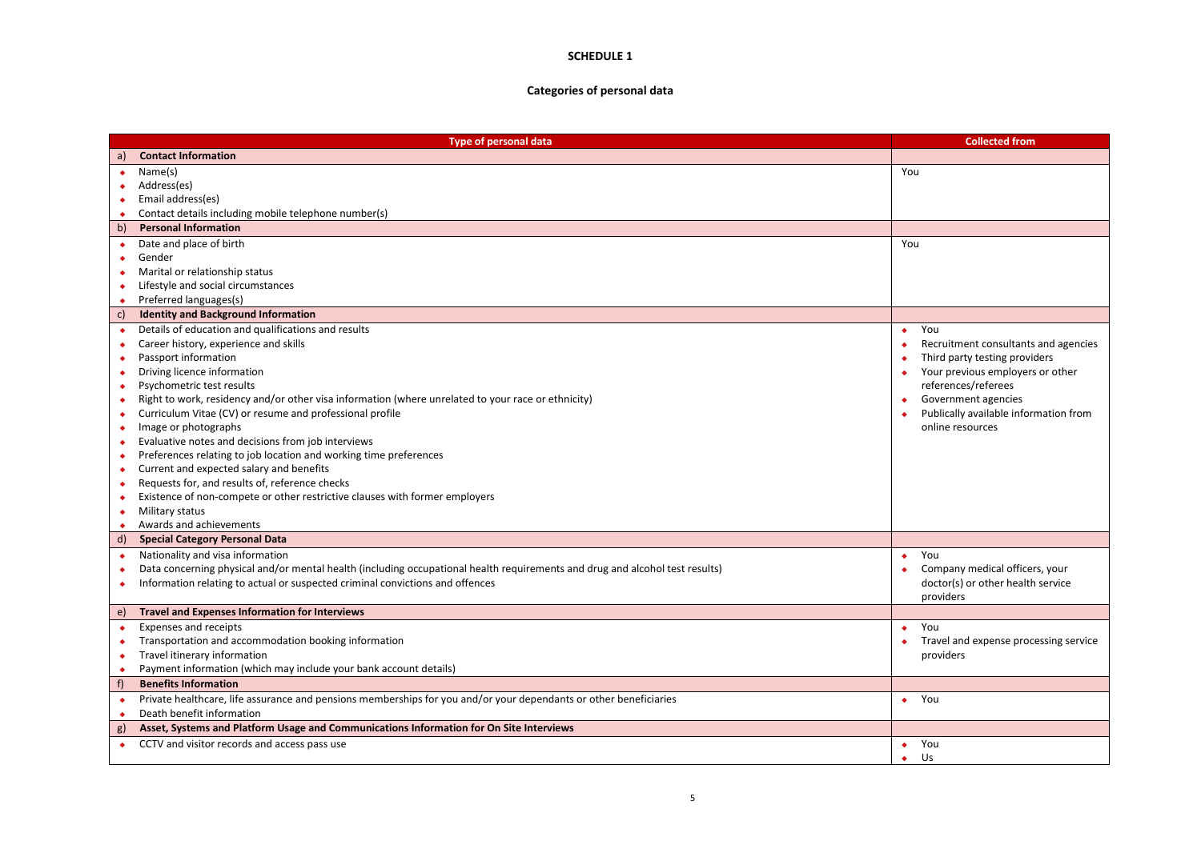**SCHEDULE 1**

**Categories of personal data**

| Type of personal data | Collected from |
|---|---|
| a) **Contact Information** | |
| • Name(s)<br>• Address(es)<br>• Email address(es)<br>• Contact details including mobile telephone number(s) | You |
| b) **Personal Information** | |
| • Date and place of birth<br>• Gender<br>• Marital or relationship status<br>• Lifestyle and social circumstances<br>• Preferred languages(s) | You |
| c) **Identity and Background Information** | |
| • Details of education and qualifications and results<br>• Career history, experience and skills<br>• Passport information<br>• Driving licence information<br>• Psychometric test results<br>• Right to work, residency and/or other visa information (where unrelated to your race or ethnicity)<br>• Curriculum Vitae (CV) or resume and professional profile<br>• Image or photographs<br>• Evaluative notes and decisions from job interviews<br>• Preferences relating to job location and working time preferences<br>• Current and expected salary and benefits<br>• Requests for, and results of, reference checks<br>• Existence of non-compete or other restrictive clauses with former employers<br>• Military status<br>• Awards and achievements | • You<br>• Recruitment consultants and agencies<br>• Third party testing providers<br>• Your previous employers or other references/referees<br>• Government agencies<br>• Publically available information from online resources |
| d) **Special Category Personal Data** | |
| • Nationality and visa information<br>• Data concerning physical and/or mental health (including occupational health requirements and drug and alcohol test results)<br>• Information relating to actual or suspected criminal convictions and offences | • You<br>• Company medical officers, your doctor(s) or other health service providers |
| e) **Travel and Expenses Information for Interviews** | |
| • Expenses and receipts<br>• Transportation and accommodation booking information<br>• Travel itinerary information<br>• Payment information (which may include your bank account details) | • You<br>• Travel and expense processing service providers |
| f) **Benefits Information** | |
| • Private healthcare, life assurance and pensions memberships for you and/or your dependants or other beneficiaries<br>• Death benefit information | • You |
| g) **Asset, Systems and Platform Usage and Communications Information for On Site Interviews** | |
| • CCTV and visitor records and access pass use | • You<br>• Us |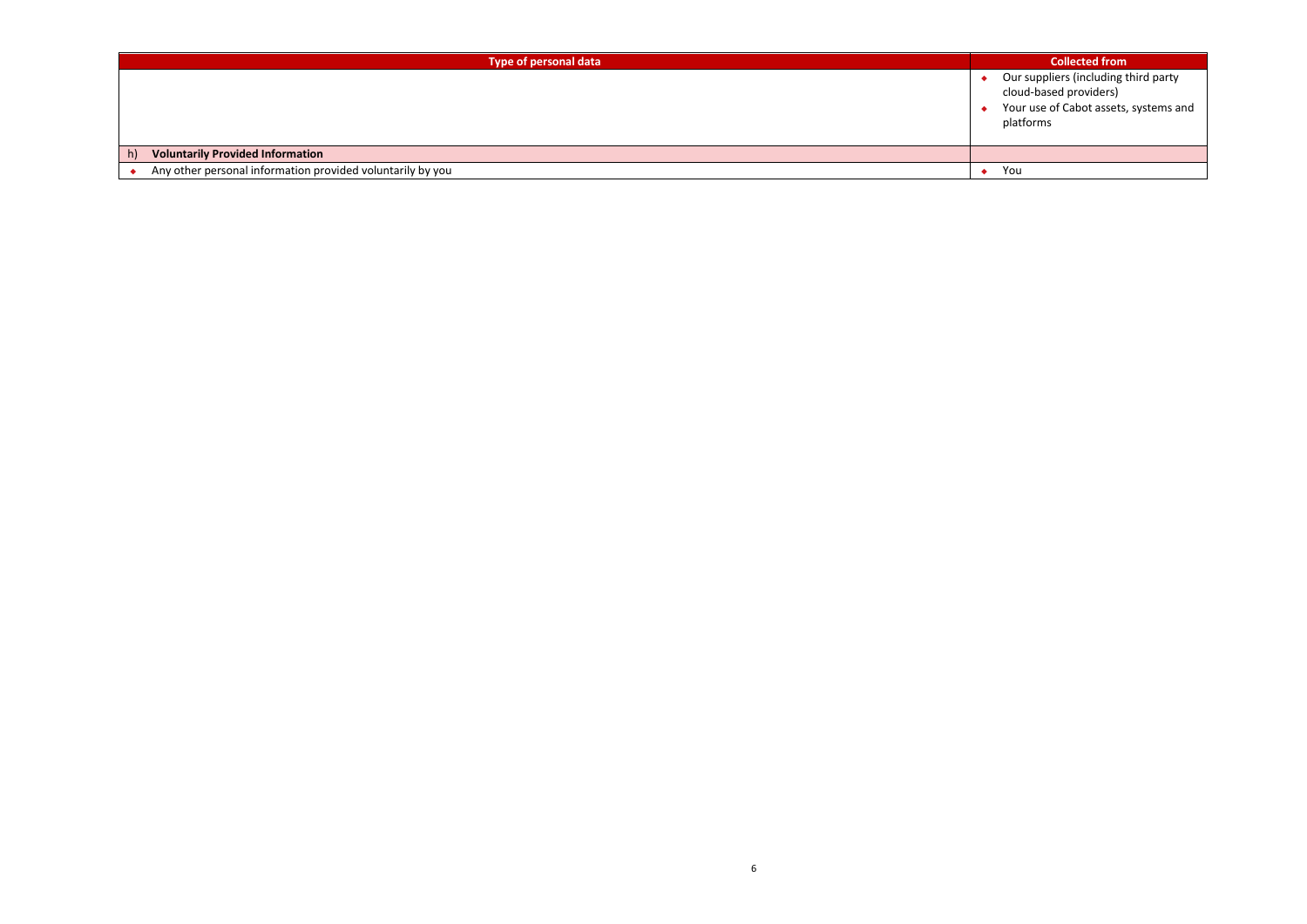| Type of personal data | Collected from |
|---|---|
| | - Our suppliers (including third party cloud-based providers)<br>- Your use of Cabot assets, systems and platforms |
| **h) Voluntarily Provided Information** | |
| - Any other personal information provided voluntarily by you | - You |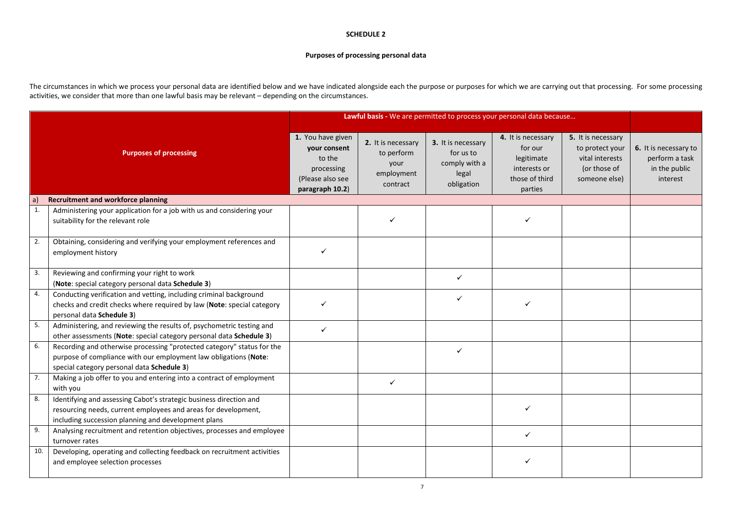**SCHEDULE 2**

**Purposes of processing personal data**

The circumstances in which we process your personal data are identified below and we have indicated alongside each the purpose or purposes for which we are carrying out that processing. For some processing activities, we consider that more than one lawful basis may be relevant – depending on the circumstances.

| | **Purposes of processing** | **Lawful basis -** We are permitted to process your personal data because… | | | | | |
|---|---|---|---|---|---|---|---|
| | | **1.** You have given **your consent** to the processing (Please also see **paragraph 10.2**) | **2.** It is necessary to perform your employment contract | **3.** It is necessary for us to comply with a legal obligation | **4.** It is necessary for our legitimate interests or those of third parties | **5.** It is necessary to protect your vital interests (or those of someone else) | **6.** It is necessary to perform a task in the public interest |
| a) | **Recruitment and workforce planning** | | | | | | |
| 1. | Administering your application for a job with us and considering your suitability for the relevant role | | ✓ | | ✓ | | |
| 2. | Obtaining, considering and verifying your employment references and employment history | ✓ | | | | | |
| 3. | Reviewing and confirming your right to work (**Note**: special category personal data **Schedule 3**) | | | ✓ | | | |
| 4. | Conducting verification and vetting, including criminal background checks and credit checks where required by law (**Note**: special category personal data **Schedule 3**) | ✓ | | ✓ | ✓ | | |
| 5. | Administering, and reviewing the results of, psychometric testing and other assessments (**Note**: special category personal data **Schedule 3**) | ✓ | | | | | |
| 6. | Recording and otherwise processing "protected category" status for the purpose of compliance with our employment law obligations (**Note**: special category personal data **Schedule 3**) | | | ✓ | | | |
| 7. | Making a job offer to you and entering into a contract of employment with you | | ✓ | | | | |
| 8. | Identifying and assessing Cabot's strategic business direction and resourcing needs, current employees and areas for development, including succession planning and development plans | | | | ✓ | | |
| 9. | Analysing recruitment and retention objectives, processes and employee turnover rates | | | | ✓ | | |
| 10. | Developing, operating and collecting feedback on recruitment activities and employee selection processes | | | | ✓ | | |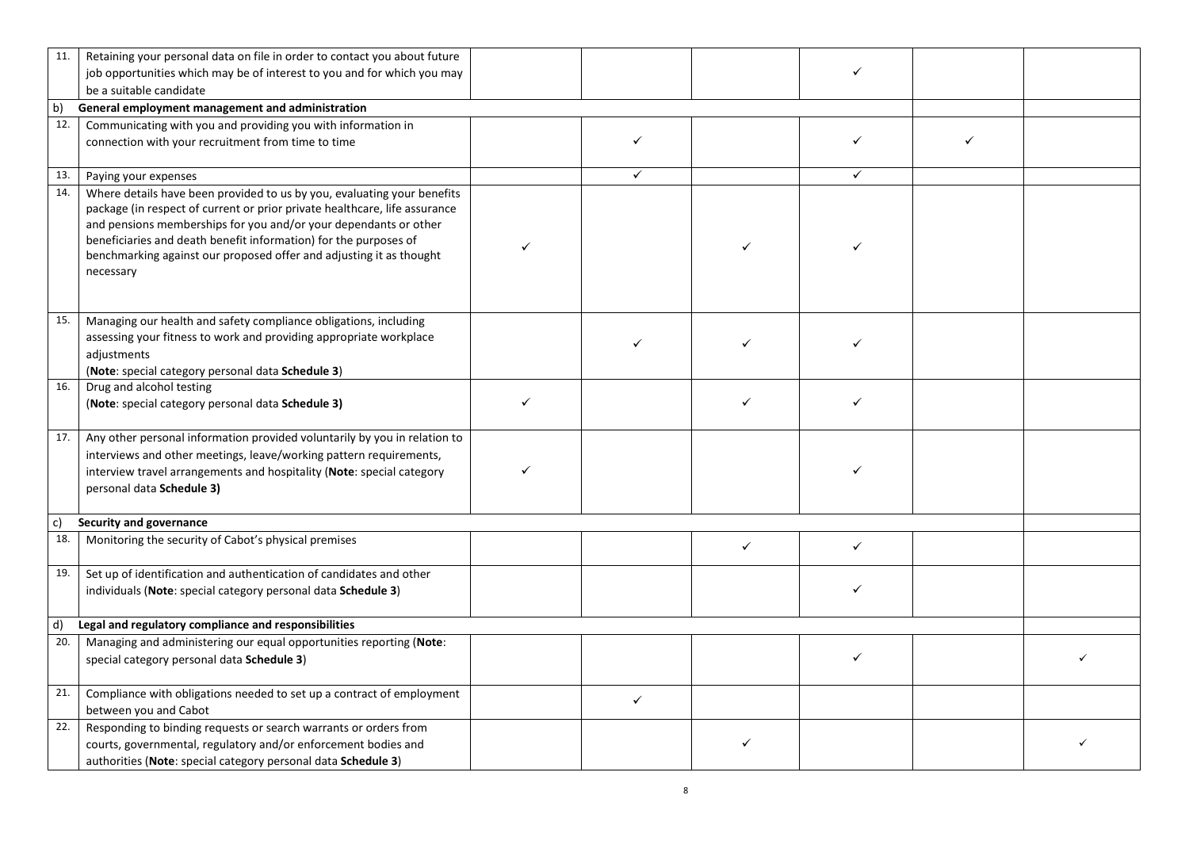| | | | | | | | |
|---|---|---|---|---|---|---|---|
| 11. | Retaining your personal data on file in order to contact you about future job opportunities which may be of interest to you and for which you may be a suitable candidate | | | | ✓ | | |
| b) | **General employment management and administration** | | | | | | |
| 12. | Communicating with you and providing you with information in connection with your recruitment from time to time | | ✓ | | ✓ | ✓ | |
| 13. | Paying your expenses | | ✓ | | ✓ | | |
| 14. | Where details have been provided to us by you, evaluating your benefits package (in respect of current or prior private healthcare, life assurance and pensions memberships for you and/or your dependants or other beneficiaries and death benefit information) for the purposes of benchmarking against our proposed offer and adjusting it as thought necessary | ✓ | | ✓ | ✓ | | |
| 15. | Managing our health and safety compliance obligations, including assessing your fitness to work and providing appropriate workplace adjustments (**Note**: special category personal data **Schedule 3**) | | ✓ | ✓ | ✓ | | |
| 16. | Drug and alcohol testing (**Note**: special category personal data **Schedule 3)** | ✓ | | ✓ | ✓ | | |
| 17. | Any other personal information provided voluntarily by you in relation to interviews and other meetings, leave/working pattern requirements, interview travel arrangements and hospitality (**Note**: special category personal data **Schedule 3)** | ✓ | | | ✓ | | |
| c) | **Security and governance** | | | | | | |
| 18. | Monitoring the security of Cabot's physical premises | | | ✓ | ✓ | | |
| 19. | Set up of identification and authentication of candidates and other individuals (**Note**: special category personal data **Schedule 3**) | | | | ✓ | | |
| d) | **Legal and regulatory compliance and responsibilities** | | | | | | |
| 20. | Managing and administering our equal opportunities reporting (**Note**: special category personal data **Schedule 3**) | | | | ✓ | | ✓ |
| 21. | Compliance with obligations needed to set up a contract of employment between you and Cabot | | ✓ | | | | |
| 22. | Responding to binding requests or search warrants or orders from courts, governmental, regulatory and/or enforcement bodies and authorities (**Note**: special category personal data **Schedule 3**) | | | ✓ | | | ✓ |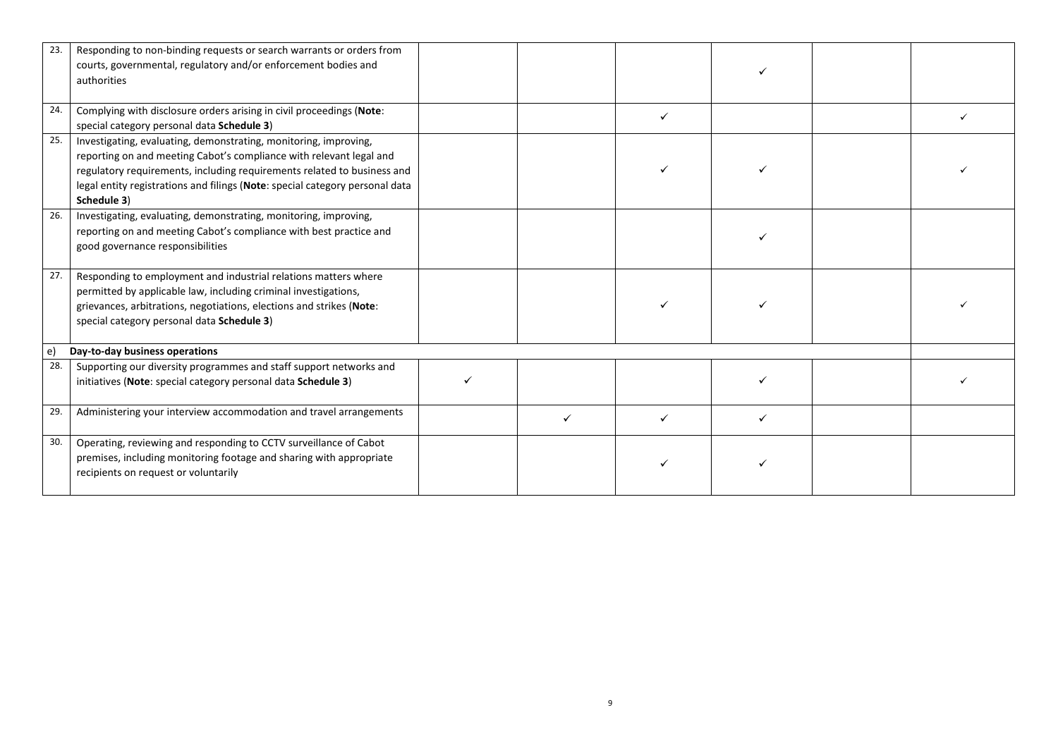| | | | | | | | |
|---|---|---|---|---|---|---|---|
| 23. | Responding to non-binding requests or search warrants or orders from courts, governmental, regulatory and/or enforcement bodies and authorities | | | | ✓ | | |
| 24. | Complying with disclosure orders arising in civil proceedings (**Note**: special category personal data **Schedule 3**) | | | ✓ | | | ✓ |
| 25. | Investigating, evaluating, demonstrating, monitoring, improving, reporting on and meeting Cabot's compliance with relevant legal and regulatory requirements, including requirements related to business and legal entity registrations and filings (**Note**: special category personal data **Schedule 3**) | | | ✓ | ✓ | | ✓ |
| 26. | Investigating, evaluating, demonstrating, monitoring, improving, reporting on and meeting Cabot's compliance with best practice and good governance responsibilities | | | | ✓ | | |
| 27. | Responding to employment and industrial relations matters where permitted by applicable law, including criminal investigations, grievances, arbitrations, negotiations, elections and strikes (**Note**: special category personal data **Schedule 3**) | | | ✓ | ✓ | | ✓ |
| e) | **Day-to-day business operations** | | | | | | |
| 28. | Supporting our diversity programmes and staff support networks and initiatives (**Note**: special category personal data **Schedule 3**) | ✓ | | | ✓ | | ✓ |
| 29. | Administering your interview accommodation and travel arrangements | | ✓ | ✓ | ✓ | | |
| 30. | Operating, reviewing and responding to CCTV surveillance of Cabot premises, including monitoring footage and sharing with appropriate recipients on request or voluntarily | | | ✓ | ✓ | | |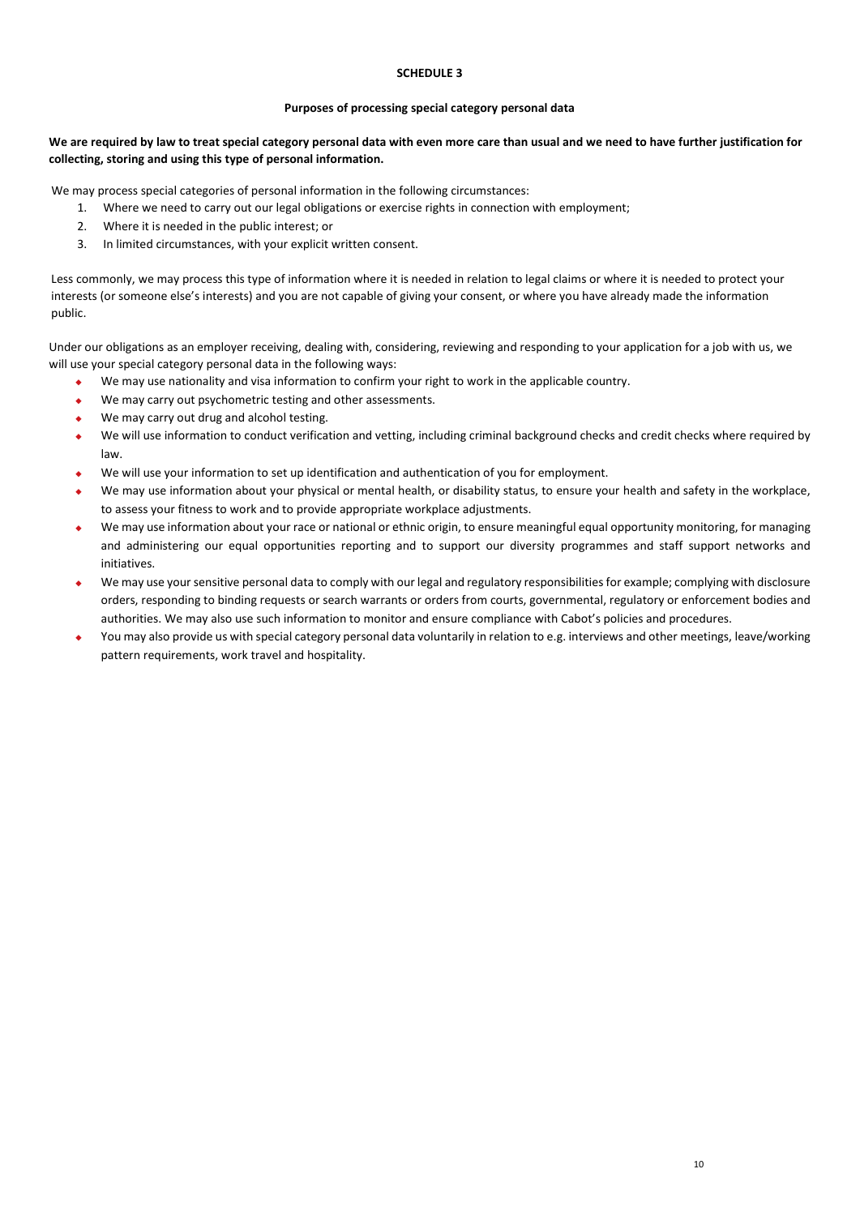## SCHEDULE 3

### Purposes of processing special category personal data

**We are required by law to treat special category personal data with even more care than usual and we need to have further justification for collecting, storing and using this type of personal information.**

We may process special categories of personal information in the following circumstances:

1. Where we need to carry out our legal obligations or exercise rights in connection with employment;
2. Where it is needed in the public interest; or
3. In limited circumstances, with your explicit written consent.

Less commonly, we may process this type of information where it is needed in relation to legal claims or where it is needed to protect your interests (or someone else's interests) and you are not capable of giving your consent, or where you have already made the information public.

Under our obligations as an employer receiving, dealing with, considering, reviewing and responding to your application for a job with us, we will use your special category personal data in the following ways:

- We may use nationality and visa information to confirm your right to work in the applicable country.
- We may carry out psychometric testing and other assessments.
- We may carry out drug and alcohol testing.
- We will use information to conduct verification and vetting, including criminal background checks and credit checks where required by law.
- We will use your information to set up identification and authentication of you for employment.
- We may use information about your physical or mental health, or disability status, to ensure your health and safety in the workplace, to assess your fitness to work and to provide appropriate workplace adjustments.
- We may use information about your race or national or ethnic origin, to ensure meaningful equal opportunity monitoring, for managing and administering our equal opportunities reporting and to support our diversity programmes and staff support networks and initiatives.
- We may use your sensitive personal data to comply with our legal and regulatory responsibilities for example; complying with disclosure orders, responding to binding requests or search warrants or orders from courts, governmental, regulatory or enforcement bodies and authorities. We may also use such information to monitor and ensure compliance with Cabot's policies and procedures.
- You may also provide us with special category personal data voluntarily in relation to e.g. interviews and other meetings, leave/working pattern requirements, work travel and hospitality.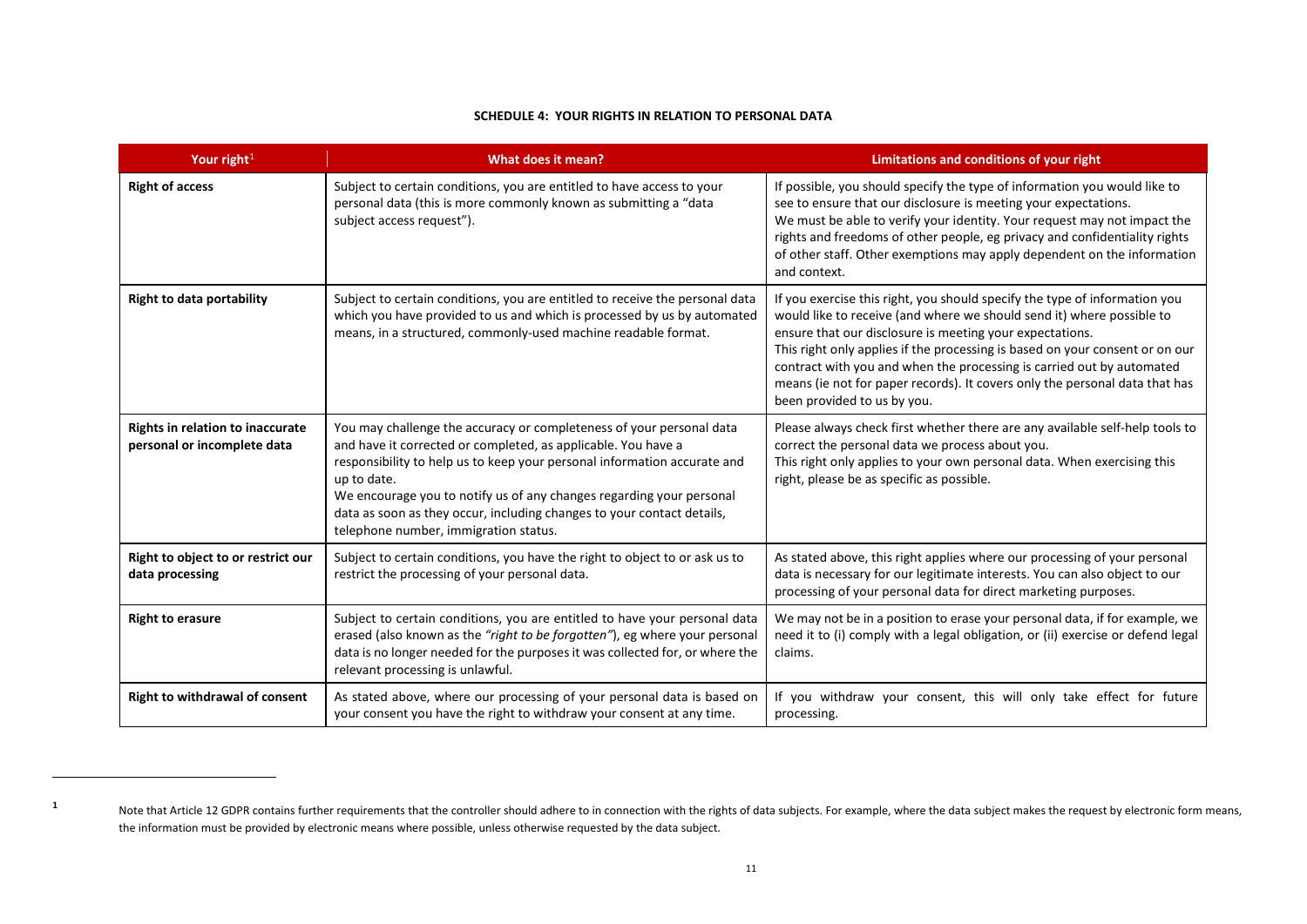**SCHEDULE 4: YOUR RIGHTS IN RELATION TO PERSONAL DATA**

| Your right[1] | What does it mean? | Limitations and conditions of your right |
|---|---|---|
| **Right of access** | Subject to certain conditions, you are entitled to have access to your personal data (this is more commonly known as submitting a "data subject access request"). | If possible, you should specify the type of information you would like to see to ensure that our disclosure is meeting your expectations.<br>We must be able to verify your identity. Your request may not impact the rights and freedoms of other people, eg privacy and confidentiality rights of other staff. Other exemptions may apply dependent on the information and context. |
| **Right to data portability** | Subject to certain conditions, you are entitled to receive the personal data which you have provided to us and which is processed by us by automated means, in a structured, commonly-used machine readable format. | If you exercise this right, you should specify the type of information you would like to receive (and where we should send it) where possible to ensure that our disclosure is meeting your expectations.<br>This right only applies if the processing is based on your consent or on our contract with you and when the processing is carried out by automated means (ie not for paper records). It covers only the personal data that has been provided to us by you. |
| **Rights in relation to inaccurate personal or incomplete data** | You may challenge the accuracy or completeness of your personal data and have it corrected or completed, as applicable. You have a responsibility to help us to keep your personal information accurate and up to date.<br>We encourage you to notify us of any changes regarding your personal data as soon as they occur, including changes to your contact details, telephone number, immigration status. | Please always check first whether there are any available self-help tools to correct the personal data we process about you.<br>This right only applies to your own personal data. When exercising this right, please be as specific as possible. |
| **Right to object to or restrict our data processing** | Subject to certain conditions, you have the right to object to or ask us to restrict the processing of your personal data. | As stated above, this right applies where our processing of your personal data is necessary for our legitimate interests. You can also object to our processing of your personal data for direct marketing purposes. |
| **Right to erasure** | Subject to certain conditions, you are entitled to have your personal data erased (also known as the *"right to be forgotten"*), eg where your personal data is no longer needed for the purposes it was collected for, or where the relevant processing is unlawful. | We may not be in a position to erase your personal data, if for example, we need it to (i) comply with a legal obligation, or (ii) exercise or defend legal claims. |
| **Right to withdrawal of consent** | As stated above, where our processing of your personal data is based on your consent you have the right to withdraw your consent at any time. | If you withdraw your consent, this will only take effect for future processing. |

[1] Note that Article 12 GDPR contains further requirements that the controller should adhere to in connection with the rights of data subjects. For example, where the data subject makes the request by electronic form means, the information must be provided by electronic means where possible, unless otherwise requested by the data subject.